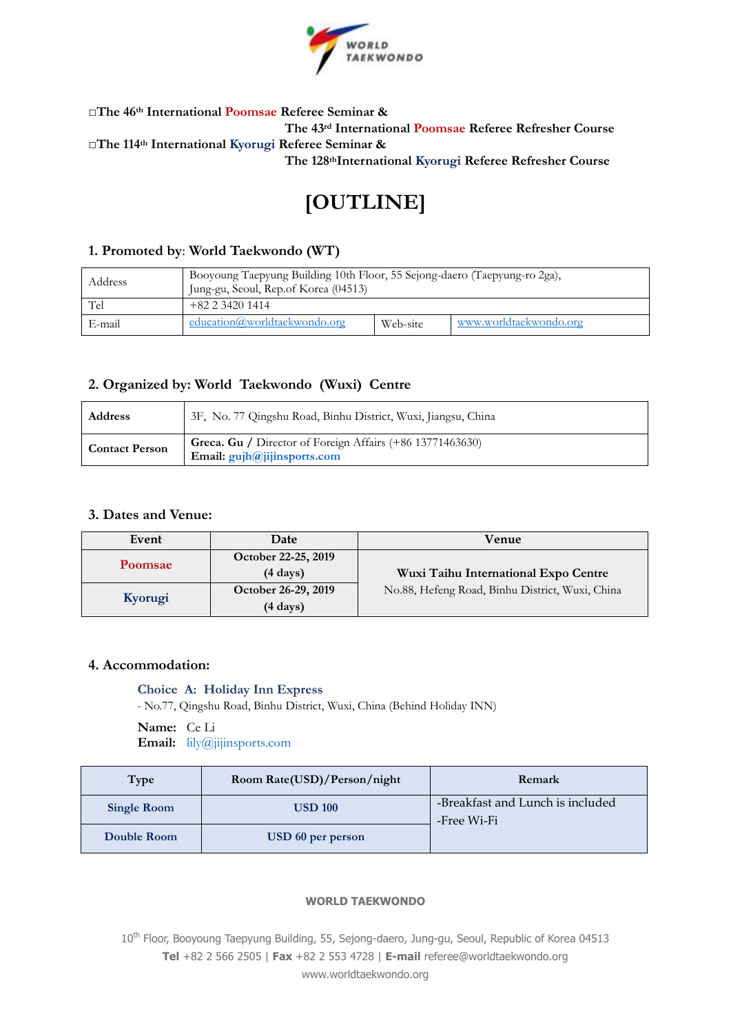□The 46th International Poomsae Referee Seminar &
The 43rd International Poomsae Referee Refresher Course
□The 114th International Kyorugi Referee Seminar &
The 128th International Kyorugi Referee Refresher Course

# [OUTLINE]

## 1. Promoted by: World Taekwondo (WT)

| Address | Booyoung Taepyung Building 10th Floor, 55 Sejong-daero (Taepyung-ro 2ga), Jung-gu, Seoul, Rep.of Korea (04513) | | |
|---|---|---|---|
| Tel | +82 2 3420 1414 | | |
| E-mail | education@worldtaekwondo.org | Web-site | www.worldtaekwondo.org |

## 2. Organized by: World Taekwondo (Wuxi) Centre

| **Address** | 3F, No. 77 Qingshu Road, Binhu District, Wuxi, Jiangsu, China |
|---|---|
| **Contact Person** | **Greca. Gu** / Director of Foreign Affairs (+86 13771463630)<br>**Email:** gujh@jijinsports.com |

## 3. Dates and Venue:

| Event | Date | Venue |
|---|---|---|
| Poomsae | October 22-25, 2019 (4 days) | **Wuxi Taihu International Expo Centre**<br>No.88, Hefeng Road, Binhu District, Wuxi, China |
| Kyorugi | October 26-29, 2019 (4 days) | |

## 4. Accommodation:

**Choice A: Holiday Inn Express**
- No.77, Qingshu Road, Binhu District, Wuxi, China (Behind Holiday INN)

**Name:** Ce Li
**Email:** lily@jijinsports.com

| Type | Room Rate(USD)/Person/night | Remark |
|---|---|---|
| Single Room | USD 100 | -Breakfast and Lunch is included<br>-Free Wi-Fi |
| Double Room | USD 60 per person | |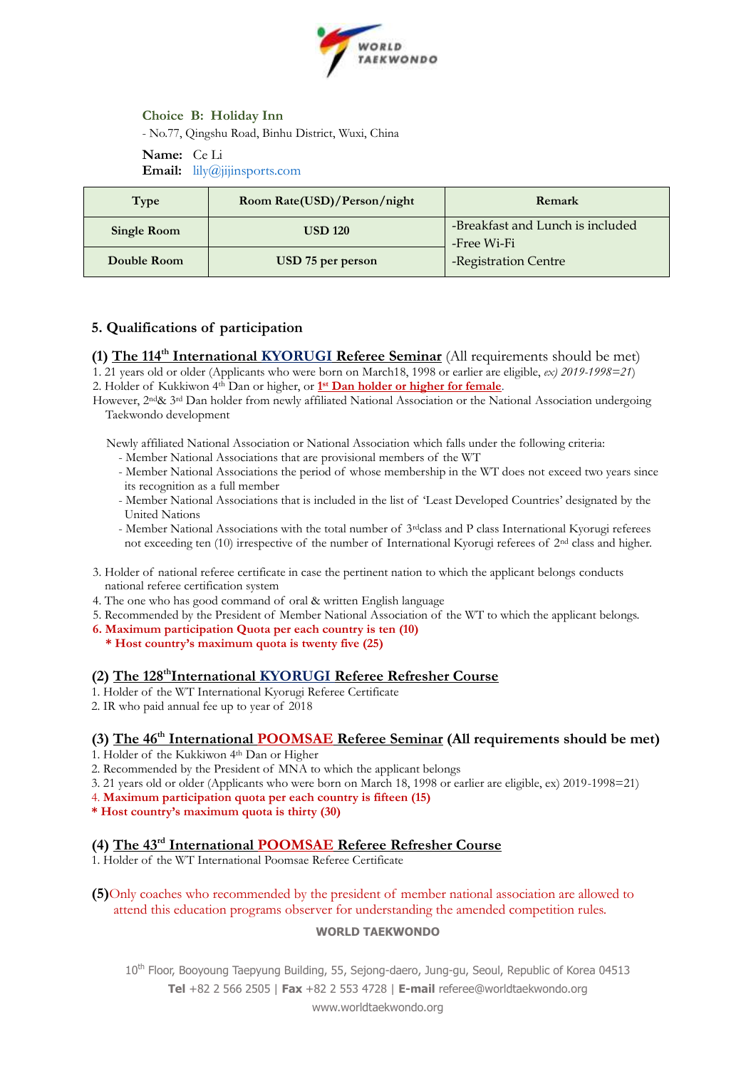**Choice B: Holiday Inn**

- No.77, Qingshu Road, Binhu District, Wuxi, China

**Name:** Ce Li
**Email:** lily@jijinsports.com

| Type | Room Rate(USD)/Person/night | Remark |
|---|---|---|
| Single Room | USD 120 | -Breakfast and Lunch is included<br>-Free Wi-Fi<br>-Registration Centre |
| Double Room | USD 75 per person | |

## 5. Qualifications of participation

### (1) The 114th International KYORUGI Referee Seminar (All requirements should be met)

1. 21 years old or older (Applicants who were born on March18, 1998 or earlier are eligible, *ex) 2019-1998=21*)
2. Holder of Kukkiwon 4th Dan or higher, or **1st Dan holder or higher for female**.

However, 2nd& 3rd Dan holder from newly affiliated National Association or the National Association undergoing Taekwondo development

Newly affiliated National Association or National Association which falls under the following criteria:

- Member National Associations that are provisional members of the WT
- Member National Associations the period of whose membership in the WT does not exceed two years since its recognition as a full member
- Member National Associations that is included in the list of 'Least Developed Countries' designated by the United Nations
- Member National Associations with the total number of 3rdclass and P class International Kyorugi referees not exceeding ten (10) irrespective of the number of International Kyorugi referees of 2nd class and higher.

3. Holder of national referee certificate in case the pertinent nation to which the applicant belongs conducts national referee certification system
4. The one who has good command of oral & written English language
5. Recommended by the President of Member National Association of the WT to which the applicant belongs.
6. **Maximum participation Quota per each country is ten (10)**

   **\* Host country's maximum quota is twenty five (25)**

### (2) The 128thInternational KYORUGI Referee Refresher Course

1. Holder of the WT International Kyorugi Referee Certificate
2. IR who paid annual fee up to year of 2018

### (3) The 46th International POOMSAE Referee Seminar (All requirements should be met)

1. Holder of the Kukkiwon 4th Dan or Higher
2. Recommended by the President of MNA to which the applicant belongs
3. 21 years old or older (Applicants who were born on March 18, 1998 or earlier are eligible, ex) 2019-1998=21)
4. **Maximum participation quota per each country is fifteen (15)**

**\* Host country's maximum quota is thirty (30)**

### (4) The 43rd International POOMSAE Referee Refresher Course

1. Holder of the WT International Poomsae Referee Certificate

**(5)**Only coaches who recommended by the president of member national association are allowed to attend this education programs observer for understanding the amended competition rules.

**WORLD TAEKWONDO**

10th Floor, Booyoung Taepyung Building, 55, Sejong-daero, Jung-gu, Seoul, Republic of Korea 04513
**Tel** +82 2 566 2505 | **Fax** +82 2 553 4728 | **E-mail** referee@worldtaekwondo.org
www.worldtaekwondo.org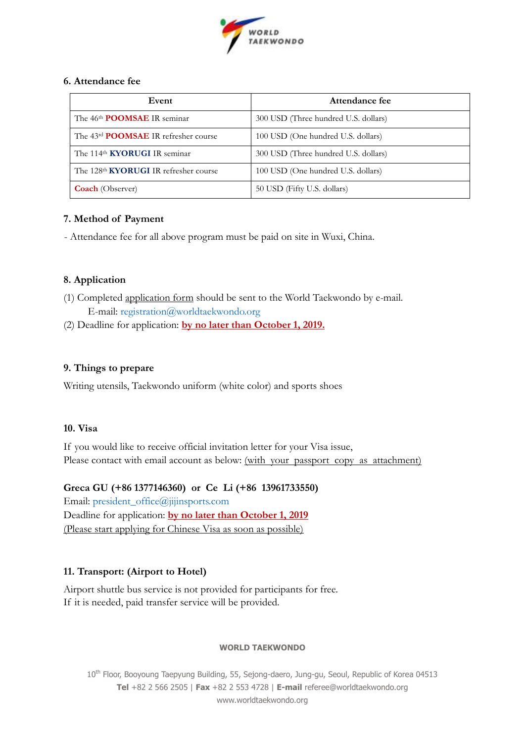## 6. Attendance fee

| Event | Attendance fee |
|---|---|
| The 46th **POOMSAE** IR seminar | 300 USD (Three hundred U.S. dollars) |
| The 43rd **POOMSAE** IR refresher course | 100 USD (One hundred U.S. dollars) |
| The 114th **KYORUGI** IR seminar | 300 USD (Three hundred U.S. dollars) |
| The 128th **KYORUGI** IR refresher course | 100 USD (One hundred U.S. dollars) |
| **Coach** (Observer) | 50 USD (Fifty U.S. dollars) |

## 7. Method of Payment

- Attendance fee for all above program must be paid on site in Wuxi, China.

## 8. Application

(1) Completed application form should be sent to the World Taekwondo by e-mail.
E-mail: registration@worldtaekwondo.org

(2) Deadline for application: **by no later than October 1, 2019.**

## 9. Things to prepare

Writing utensils, Taekwondo uniform (white color) and sports shoes

## 10. Visa

If you would like to receive official invitation letter for your Visa issue,
Please contact with email account as below: (with your passport copy as attachment)

**Greca GU (+86 1377146360) or Ce Li (+86 13961733550)**
Email: president_office@jijinsports.com
Deadline for application: **by no later than October 1, 2019**
(Please start applying for Chinese Visa as soon as possible)

## 11. Transport: (Airport to Hotel)

Airport shuttle bus service is not provided for participants for free.
If it is needed, paid transfer service will be provided.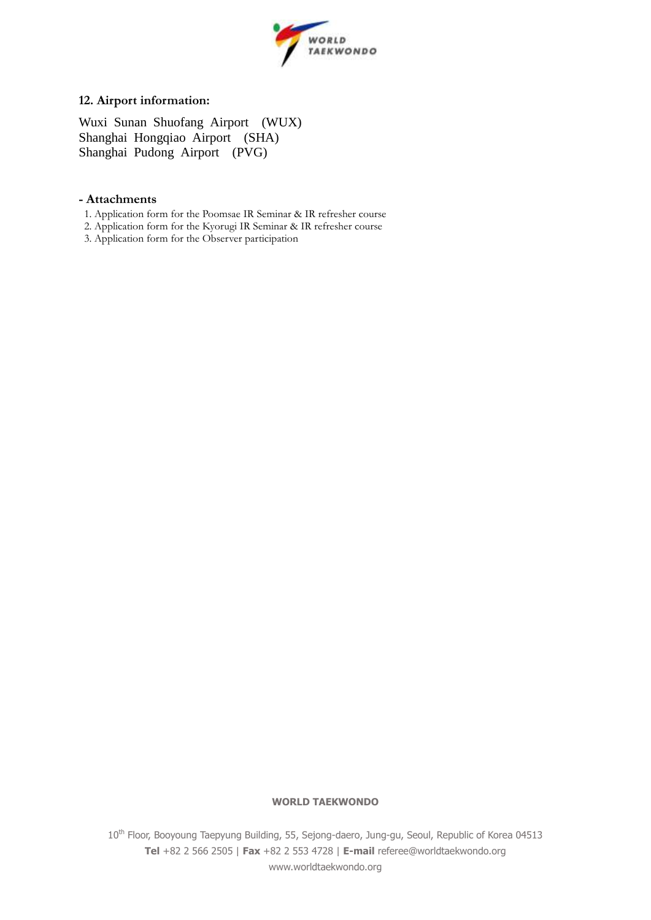**12. Airport information:**

Wuxi Sunan Shuofang Airport (WUX)
Shanghai Hongqiao Airport (SHA)
Shanghai Pudong Airport (PVG)

**- Attachments**

1. Application form for the Poomsae IR Seminar & IR refresher course
2. Application form for the Kyorugi IR Seminar & IR refresher course
3. Application form for the Observer participation